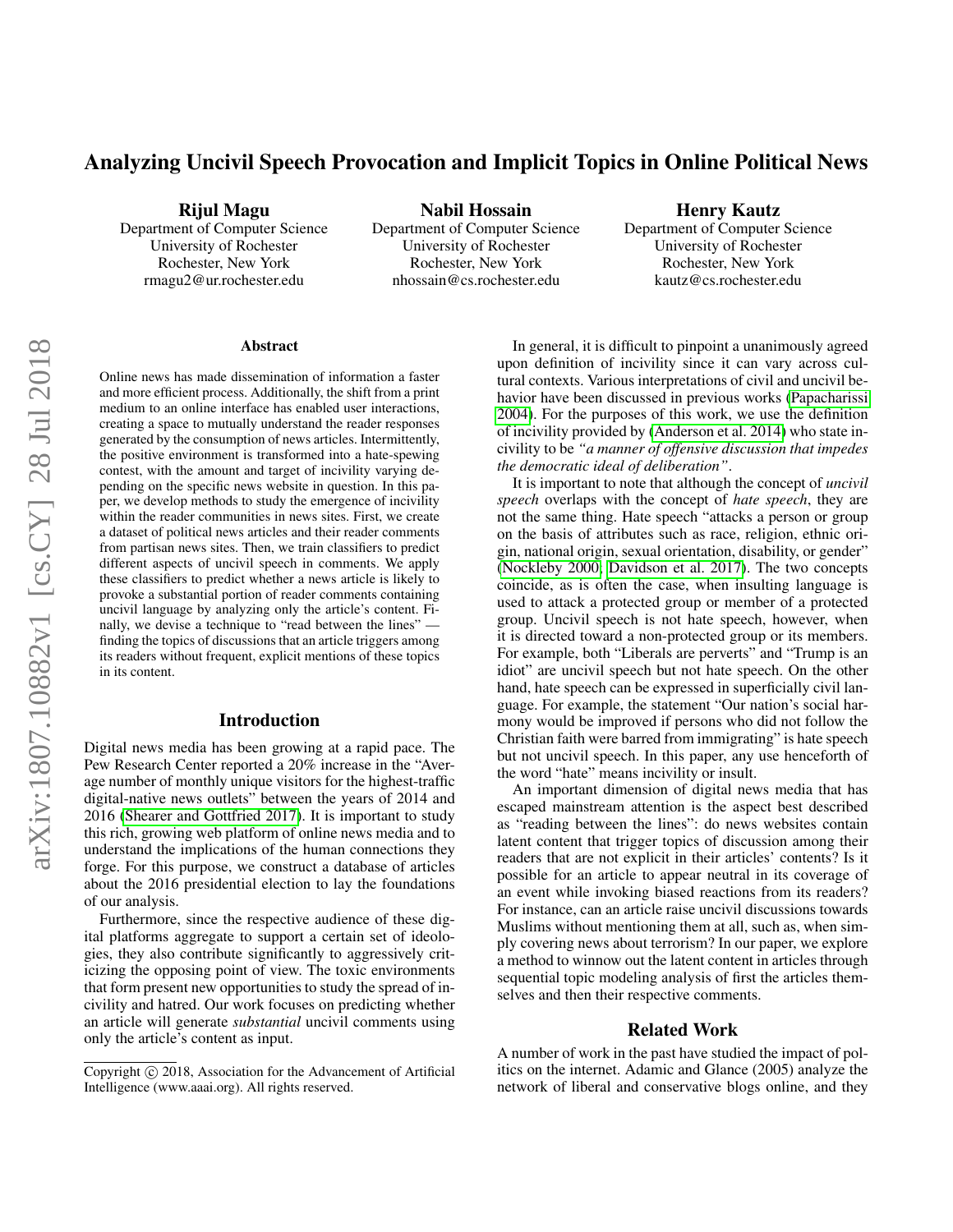# Analyzing Uncivil Speech Provocation and Implicit Topics in Online Political News

**Rijul Magu**
Department of Computer Science
University of Rochester
Rochester, New York
rmagu2@ur.rochester.edu

**Nabil Hossain**
Department of Computer Science
University of Rochester
Rochester, New York
nhossain@cs.rochester.edu

**Henry Kautz**
Department of Computer Science
University of Rochester
Rochester, New York
kautz@cs.rochester.edu

## Abstract

Online news has made dissemination of information a faster and more efficient process. Additionally, the shift from a print medium to an online interface has enabled user interactions, creating a space to mutually understand the reader responses generated by the consumption of news articles. Intermittently, the positive environment is transformed into a hate-spewing contest, with the amount and target of incivility varying depending on the specific news website in question. In this paper, we develop methods to study the emergence of incivility within the reader communities in news sites. First, we create a dataset of political news articles and their reader comments from partisan news sites. Then, we train classifiers to predict different aspects of uncivil speech in comments. We apply these classifiers to predict whether a news article is likely to provoke a substantial portion of reader comments containing uncivil language by analyzing only the article's content. Finally, we devise a technique to "read between the lines" — finding the topics of discussions that an article triggers among its readers without frequent, explicit mentions of these topics in its content.

## Introduction

Digital news media has been growing at a rapid pace. The Pew Research Center reported a 20% increase in the "Average number of monthly unique visitors for the highest-traffic digital-native news outlets" between the years of 2014 and 2016 (Shearer and Gottfried 2017). It is important to study this rich, growing web platform of online news media and to understand the implications of the human connections they forge. For this purpose, we construct a database of articles about the 2016 presidential election to lay the foundations of our analysis.

Furthermore, since the respective audience of these digital platforms aggregate to support a certain set of ideologies, they also contribute significantly to aggressively criticizing the opposing point of view. The toxic environments that form present new opportunities to study the spread of incivility and hatred. Our work focuses on predicting whether an article will generate *substantial* uncivil comments using only the article's content as input.

Copyright © 2018, Association for the Advancement of Artificial Intelligence (www.aaai.org). All rights reserved.

In general, it is difficult to pinpoint a unanimously agreed upon definition of incivility since it can vary across cultural contexts. Various interpretations of civil and uncivil behavior have been discussed in previous works (Papacharissi 2004). For the purposes of this work, we use the definition of incivility provided by (Anderson et al. 2014) who state incivility to be *"a manner of offensive discussion that impedes the democratic ideal of deliberation"*.

It is important to note that although the concept of *uncivil speech* overlaps with the concept of *hate speech*, they are not the same thing. Hate speech "attacks a person or group on the basis of attributes such as race, religion, ethnic origin, national origin, sexual orientation, disability, or gender" (Nockleby 2000; Davidson et al. 2017). The two concepts coincide, as is often the case, when insulting language is used to attack a protected group or member of a protected group. Uncivil speech is not hate speech, however, when it is directed toward a non-protected group or its members. For example, both "Liberals are perverts" and "Trump is an idiot" are uncivil speech but not hate speech. On the other hand, hate speech can be expressed in superficially civil language. For example, the statement "Our nation's social harmony would be improved if persons who did not follow the Christian faith were barred from immigrating" is hate speech but not uncivil speech. In this paper, any use henceforth of the word "hate" means incivility or insult.

An important dimension of digital news media that has escaped mainstream attention is the aspect best described as "reading between the lines": do news websites contain latent content that trigger topics of discussion among their readers that are not explicit in their articles' contents? Is it possible for an article to appear neutral in its coverage of an event while invoking biased reactions from its readers? For instance, can an article raise uncivil discussions towards Muslims without mentioning them at all, such as, when simply covering news about terrorism? In our paper, we explore a method to winnow out the latent content in articles through sequential topic modeling analysis of first the articles themselves and then their respective comments.

## Related Work

A number of work in the past have studied the impact of politics on the internet. Adamic and Glance (2005) analyze the network of liberal and conservative blogs online, and they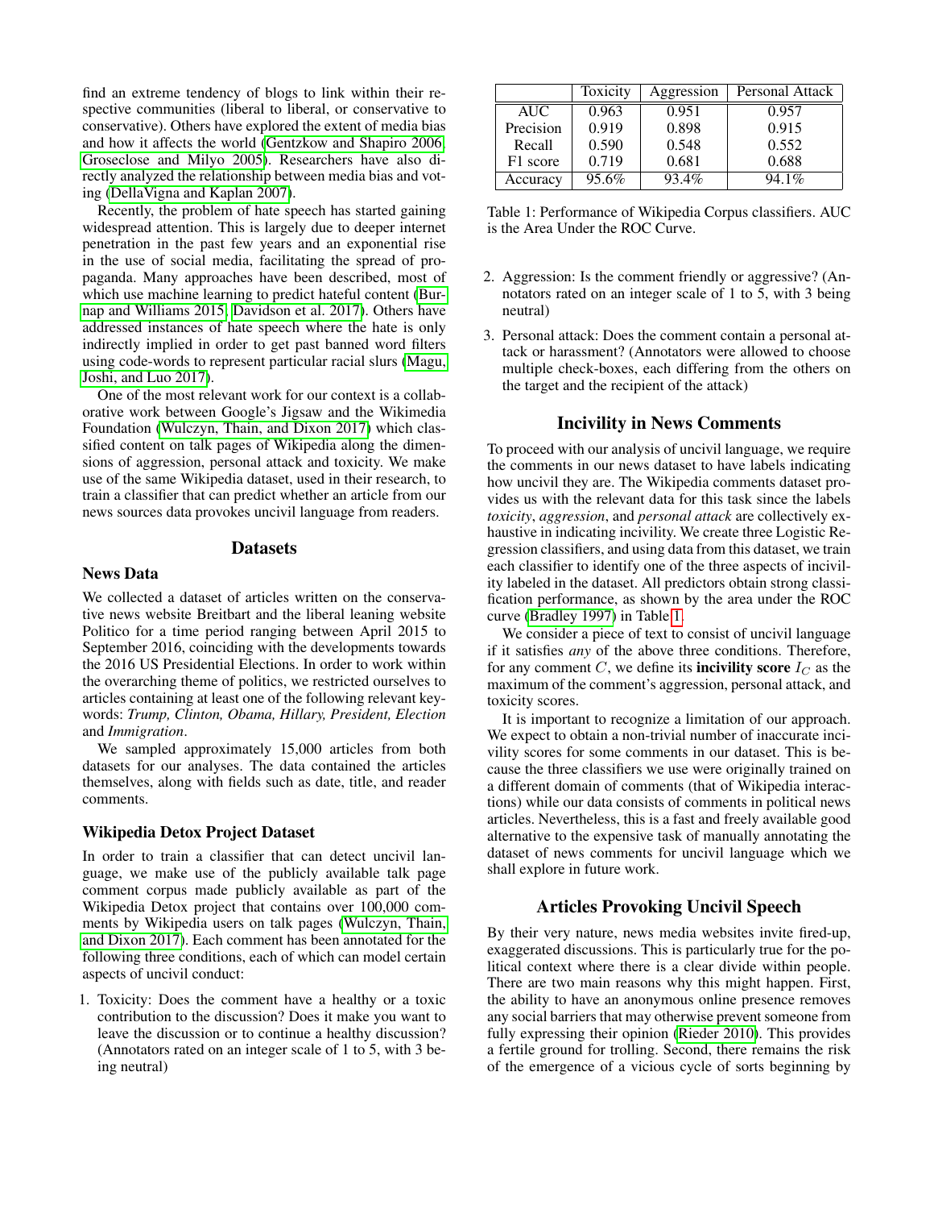find an extreme tendency of blogs to link within their respective communities (liberal to liberal, or conservative to conservative). Others have explored the extent of media bias and how it affects the world (Gentzkow and Shapiro 2006; Groseclose and Milyo 2005). Researchers have also directly analyzed the relationship between media bias and voting (DellaVigna and Kaplan 2007).

Recently, the problem of hate speech has started gaining widespread attention. This is largely due to deeper internet penetration in the past few years and an exponential rise in the use of social media, facilitating the spread of propaganda. Many approaches have been described, most of which use machine learning to predict hateful content (Burnap and Williams 2015; Davidson et al. 2017). Others have addressed instances of hate speech where the hate is only indirectly implied in order to get past banned word filters using code-words to represent particular racial slurs (Magu, Joshi, and Luo 2017).

One of the most relevant work for our context is a collaborative work between Google's Jigsaw and the Wikimedia Foundation (Wulczyn, Thain, and Dixon 2017) which classified content on talk pages of Wikipedia along the dimensions of aggression, personal attack and toxicity. We make use of the same Wikipedia dataset, used in their research, to train a classifier that can predict whether an article from our news sources data provokes uncivil language from readers.

## Datasets

### News Data

We collected a dataset of articles written on the conservative news website Breitbart and the liberal leaning website Politico for a time period ranging between April 2015 to September 2016, coinciding with the developments towards the 2016 US Presidential Elections. In order to work within the overarching theme of politics, we restricted ourselves to articles containing at least one of the following relevant keywords: *Trump, Clinton, Obama, Hillary, President, Election* and *Immigration*.

We sampled approximately 15,000 articles from both datasets for our analyses. The data contained the articles themselves, along with fields such as date, title, and reader comments.

### Wikipedia Detox Project Dataset

In order to train a classifier that can detect uncivil language, we make use of the publicly available talk page comment corpus made publicly available as part of the Wikipedia Detox project that contains over 100,000 comments by Wikipedia users on talk pages (Wulczyn, Thain, and Dixon 2017). Each comment has been annotated for the following three conditions, each of which can model certain aspects of uncivil conduct:

1. Toxicity: Does the comment have a healthy or a toxic contribution to the discussion? Does it make you want to leave the discussion or to continue a healthy discussion? (Annotators rated on an integer scale of 1 to 5, with 3 being neutral)
2. Aggression: Is the comment friendly or aggressive? (Annotators rated on an integer scale of 1 to 5, with 3 being neutral)
3. Personal attack: Does the comment contain a personal attack or harassment? (Annotators were allowed to choose multiple check-boxes, each differing from the others on the target and the recipient of the attack)

| | Toxicity | Aggression | Personal Attack |
|---|---|---|---|
| AUC | 0.963 | 0.951 | 0.957 |
| Precision | 0.919 | 0.898 | 0.915 |
| Recall | 0.590 | 0.548 | 0.552 |
| F1 score | 0.719 | 0.681 | 0.688 |
| Accuracy | 95.6% | 93.4% | 94.1% |

Table 1: Performance of Wikipedia Corpus classifiers. AUC is the Area Under the ROC Curve.

## Incivility in News Comments

To proceed with our analysis of uncivil language, we require the comments in our news dataset to have labels indicating how uncivil they are. The Wikipedia comments dataset provides us with the relevant data for this task since the labels *toxicity*, *aggression*, and *personal attack* are collectively exhaustive in indicating incivility. We create three Logistic Regression classifiers, and using data from this dataset, we train each classifier to identify one of the three aspects of incivility labeled in the dataset. All predictors obtain strong classification performance, as shown by the area under the ROC curve (Bradley 1997) in Table 1.

We consider a piece of text to consist of uncivil language if it satisfies *any* of the above three conditions. Therefore, for any comment $C$, we define its **incivility score** $I_C$ as the maximum of the comment's aggression, personal attack, and toxicity scores.

It is important to recognize a limitation of our approach. We expect to obtain a non-trivial number of inaccurate incivility scores for some comments in our dataset. This is because the three classifiers we use were originally trained on a different domain of comments (that of Wikipedia interactions) while our data consists of comments in political news articles. Nevertheless, this is a fast and freely available good alternative to the expensive task of manually annotating the dataset of news comments for uncivil language which we shall explore in future work.

## Articles Provoking Uncivil Speech

By their very nature, news media websites invite fired-up, exaggerated discussions. This is particularly true for the political context where there is a clear divide within people. There are two main reasons why this might happen. First, the ability to have an anonymous online presence removes any social barriers that may otherwise prevent someone from fully expressing their opinion (Rieder 2010). This provides a fertile ground for trolling. Second, there remains the risk of the emergence of a vicious cycle of sorts beginning by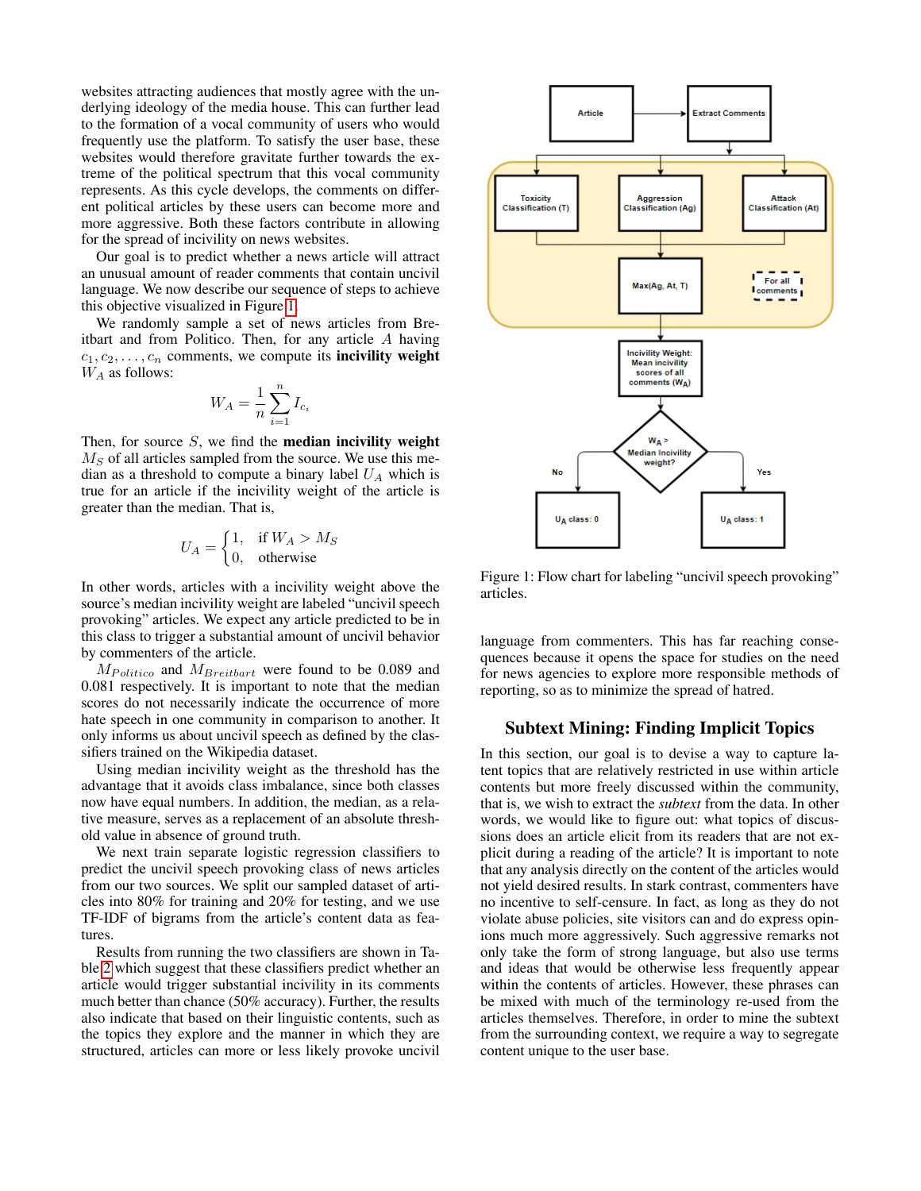websites attracting audiences that mostly agree with the underlying ideology of the media house. This can further lead to the formation of a vocal community of users who would frequently use the platform. To satisfy the user base, these websites would therefore gravitate further towards the extreme of the political spectrum that this vocal community represents. As this cycle develops, the comments on different political articles by these users can become more and more aggressive. Both these factors contribute in allowing for the spread of incivility on news websites.

Our goal is to predict whether a news article will attract an unusual amount of reader comments that contain uncivil language. We now describe our sequence of steps to achieve this objective visualized in Figure 1.

We randomly sample a set of news articles from Breitbart and from Politico. Then, for any article $A$ having $c_1, c_2, \ldots, c_n$ comments, we compute its **incivility weight** $W_A$ as follows:

$$W_A = \frac{1}{n}\sum_{i=1}^{n} I_{c_i}$$

Then, for source $S$, we find the **median incivility weight** $M_S$ of all articles sampled from the source. We use this median as a threshold to compute a binary label $U_A$ which is true for an article if the incivility weight of the article is greater than the median. That is,

$$U_A = \begin{cases} 1, & \text{if } W_A > M_S \\ 0, & \text{otherwise} \end{cases}$$

In other words, articles with a incivility weight above the source's median incivility weight are labeled "uncivil speech provoking" articles. We expect any article predicted to be in this class to trigger a substantial amount of uncivil behavior by commenters of the article.

$M_{Politico}$ and $M_{Breitbart}$ were found to be 0.089 and 0.081 respectively. It is important to note that the median scores do not necessarily indicate the occurrence of more hate speech in one community in comparison to another. It only informs us about uncivil speech as defined by the classifiers trained on the Wikipedia dataset.

Using median incivility weight as the threshold has the advantage that it avoids class imbalance, since both classes now have equal numbers. In addition, the median, as a relative measure, serves as a replacement of an absolute threshold value in absence of ground truth.

We next train separate logistic regression classifiers to predict the uncivil speech provoking class of news articles from our two sources. We split our sampled dataset of articles into 80% for training and 20% for testing, and we use TF-IDF of bigrams from the article's content data as features.

Results from running the two classifiers are shown in Table 2 which suggest that these classifiers predict whether an article would trigger substantial incivility in its comments much better than chance (50% accuracy). Further, the results also indicate that based on their linguistic contents, such as the topics they explore and the manner in which they are structured, articles can more or less likely provoke uncivil language from commenters. This has far reaching consequences because it opens the space for studies on the need for news agencies to explore more responsible methods of reporting, so as to minimize the spread of hatred.

Figure 1: Flow chart for labeling "uncivil speech provoking" articles.

## Subtext Mining: Finding Implicit Topics

In this section, our goal is to devise a way to capture latent topics that are relatively restricted in use within article contents but more freely discussed within the community, that is, we wish to extract the *subtext* from the data. In other words, we would like to figure out: what topics of discussions does an article elicit from its readers that are not explicit during a reading of the article? It is important to note that any analysis directly on the content of the articles would not yield desired results. In stark contrast, commenters have no incentive to self-censure. In fact, as long as they do not violate abuse policies, site visitors can and do express opinions much more aggressively. Such aggressive remarks not only take the form of strong language, but also use terms and ideas that would be otherwise less frequently appear within the contents of articles. However, these phrases can be mixed with much of the terminology re-used from the articles themselves. Therefore, in order to mine the subtext from the surrounding context, we require a way to segregate content unique to the user base.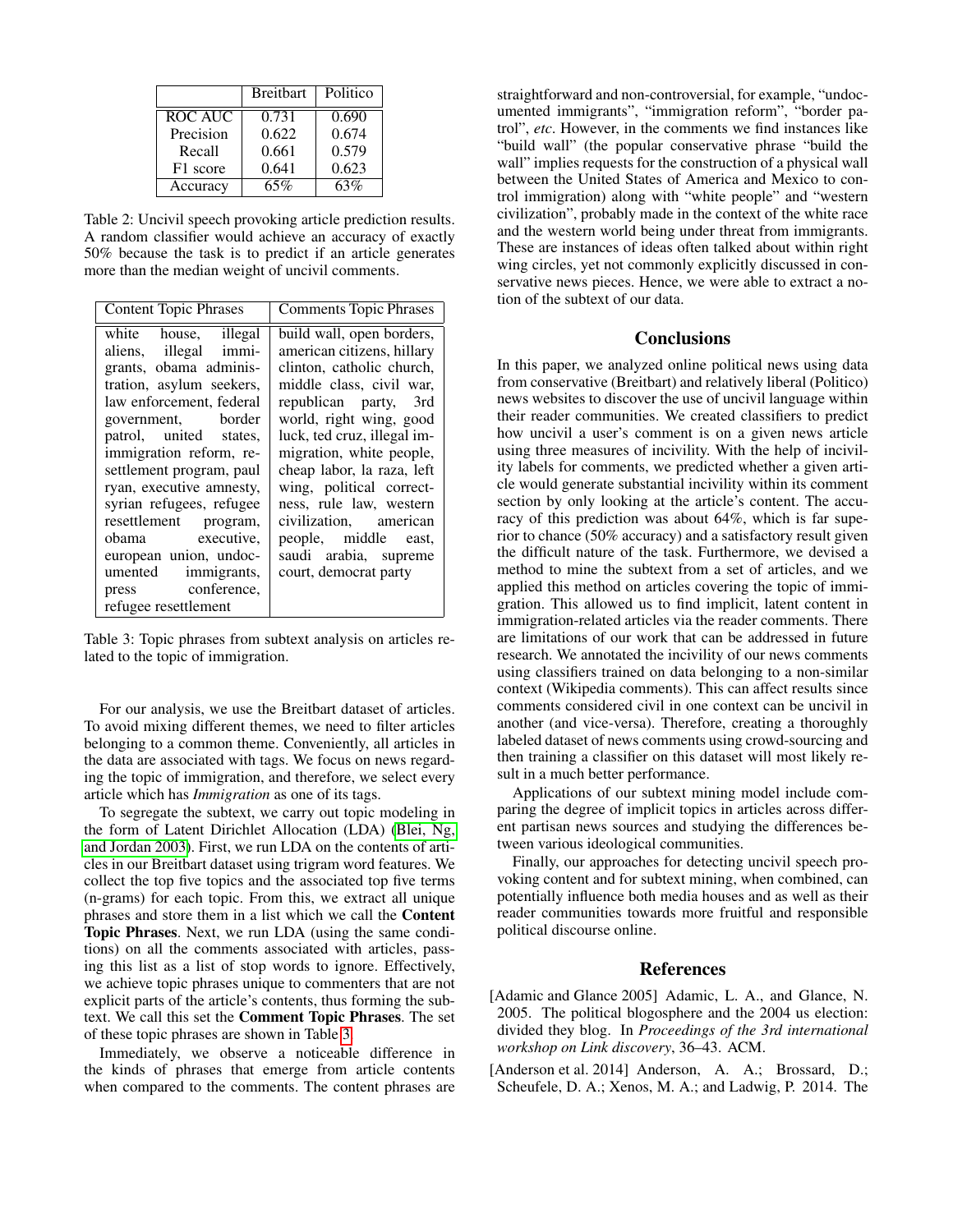|  | Breitbart | Politico |
|---|---|---|
| ROC AUC | 0.731 | 0.690 |
| Precision | 0.622 | 0.674 |
| Recall | 0.661 | 0.579 |
| F1 score | 0.641 | 0.623 |
| Accuracy | 65% | 63% |

Table 2: Uncivil speech provoking article prediction results. A random classifier would achieve an accuracy of exactly 50% because the task is to predict if an article generates more than the median weight of uncivil comments.

| Content Topic Phrases | Comments Topic Phrases |
|---|---|
| white house, illegal aliens, illegal immigrants, obama administration, asylum seekers, law enforcement, federal government, border patrol, united states, immigration reform, resettlement program, paul ryan, executive amnesty, syrian refugees, refugee resettlement program, obama executive, european union, undocumented immigrants, press conference, refugee resettlement | build wall, open borders, american citizens, hillary clinton, catholic church, middle class, civil war, republican party, 3rd world, right wing, good luck, ted cruz, illegal immigration, white people, cheap labor, la raza, left wing, political correctness, rule law, western civilization, american people, middle east, saudi arabia, supreme court, democrat party |

Table 3: Topic phrases from subtext analysis on articles related to the topic of immigration.

For our analysis, we use the Breitbart dataset of articles. To avoid mixing different themes, we need to filter articles belonging to a common theme. Conveniently, all articles in the data are associated with tags. We focus on news regarding the topic of immigration, and therefore, we select every article which has *Immigration* as one of its tags.

To segregate the subtext, we carry out topic modeling in the form of Latent Dirichlet Allocation (LDA) (Blei, Ng, and Jordan 2003). First, we run LDA on the contents of articles in our Breitbart dataset using trigram word features. We collect the top five topics and the associated top five terms (n-grams) for each topic. From this, we extract all unique phrases and store them in a list which we call the **Content Topic Phrases**. Next, we run LDA (using the same conditions) on all the comments associated with articles, passing this list as a list of stop words to ignore. Effectively, we achieve topic phrases unique to commenters that are not explicit parts of the article's contents, thus forming the subtext. We call this set the **Comment Topic Phrases**. The set of these topic phrases are shown in Table 3.

Immediately, we observe a noticeable difference in the kinds of phrases that emerge from article contents when compared to the comments. The content phrases are straightforward and non-controversial, for example, "undocumented immigrants", "immigration reform", "border patrol", *etc*. However, in the comments we find instances like "build wall" (the popular conservative phrase "build the wall" implies requests for the construction of a physical wall between the United States of America and Mexico to control immigration) along with "white people" and "western civilization", probably made in the context of the white race and the western world being under threat from immigrants. These are instances of ideas often talked about within right wing circles, yet not commonly explicitly discussed in conservative news pieces. Hence, we were able to extract a notion of the subtext of our data.

## Conclusions

In this paper, we analyzed online political news using data from conservative (Breitbart) and relatively liberal (Politico) news websites to discover the use of uncivil language within their reader communities. We created classifiers to predict how uncivil a user's comment is on a given news article using three measures of incivility. With the help of incivility labels for comments, we predicted whether a given article would generate substantial incivility within its comment section by only looking at the article's content. The accuracy of this prediction was about 64%, which is far superior to chance (50% accuracy) and a satisfactory result given the difficult nature of the task. Furthermore, we devised a method to mine the subtext from a set of articles, and we applied this method on articles covering the topic of immigration. This allowed us to find implicit, latent content in immigration-related articles via the reader comments. There are limitations of our work that can be addressed in future research. We annotated the incivility of our news comments using classifiers trained on data belonging to a non-similar context (Wikipedia comments). This can affect results since comments considered civil in one context can be uncivil in another (and vice-versa). Therefore, creating a thoroughly labeled dataset of news comments using crowd-sourcing and then training a classifier on this dataset will most likely result in a much better performance.

Applications of our subtext mining model include comparing the degree of implicit topics in articles across different partisan news sources and studying the differences between various ideological communities.

Finally, our approaches for detecting uncivil speech provoking content and for subtext mining, when combined, can potentially influence both media houses and as well as their reader communities towards more fruitful and responsible political discourse online.

## References

[Adamic and Glance 2005] Adamic, L. A., and Glance, N. 2005. The political blogosphere and the 2004 us election: divided they blog. In *Proceedings of the 3rd international workshop on Link discovery*, 36–43. ACM.

[Anderson et al. 2014] Anderson, A. A.; Brossard, D.; Scheufele, D. A.; Xenos, M. A.; and Ladwig, P. 2014. The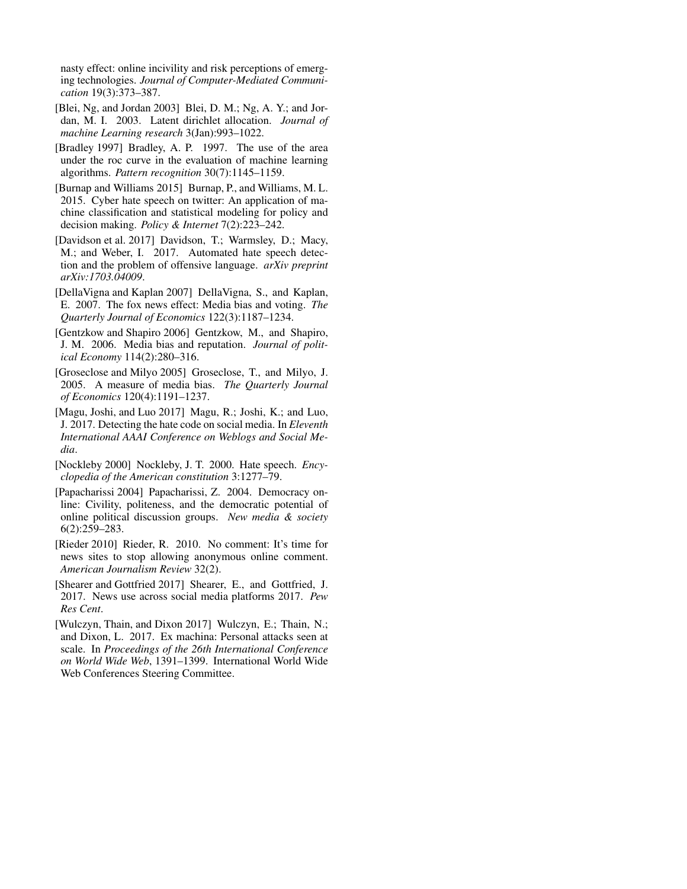nasty effect: online incivility and risk perceptions of emerging technologies. *Journal of Computer-Mediated Communication* 19(3):373–387.

[Blei, Ng, and Jordan 2003] Blei, D. M.; Ng, A. Y.; and Jordan, M. I. 2003. Latent dirichlet allocation. *Journal of machine Learning research* 3(Jan):993–1022.

[Bradley 1997] Bradley, A. P. 1997. The use of the area under the roc curve in the evaluation of machine learning algorithms. *Pattern recognition* 30(7):1145–1159.

[Burnap and Williams 2015] Burnap, P., and Williams, M. L. 2015. Cyber hate speech on twitter: An application of machine classification and statistical modeling for policy and decision making. *Policy & Internet* 7(2):223–242.

[Davidson et al. 2017] Davidson, T.; Warmsley, D.; Macy, M.; and Weber, I. 2017. Automated hate speech detection and the problem of offensive language. *arXiv preprint arXiv:1703.04009*.

[DellaVigna and Kaplan 2007] DellaVigna, S., and Kaplan, E. 2007. The fox news effect: Media bias and voting. *The Quarterly Journal of Economics* 122(3):1187–1234.

[Gentzkow and Shapiro 2006] Gentzkow, M., and Shapiro, J. M. 2006. Media bias and reputation. *Journal of political Economy* 114(2):280–316.

[Groseclose and Milyo 2005] Groseclose, T., and Milyo, J. 2005. A measure of media bias. *The Quarterly Journal of Economics* 120(4):1191–1237.

[Magu, Joshi, and Luo 2017] Magu, R.; Joshi, K.; and Luo, J. 2017. Detecting the hate code on social media. In *Eleventh International AAAI Conference on Weblogs and Social Media*.

[Nockleby 2000] Nockleby, J. T. 2000. Hate speech. *Encyclopedia of the American constitution* 3:1277–79.

[Papacharissi 2004] Papacharissi, Z. 2004. Democracy online: Civility, politeness, and the democratic potential of online political discussion groups. *New media & society* 6(2):259–283.

[Rieder 2010] Rieder, R. 2010. No comment: It's time for news sites to stop allowing anonymous online comment. *American Journalism Review* 32(2).

[Shearer and Gottfried 2017] Shearer, E., and Gottfried, J. 2017. News use across social media platforms 2017. *Pew Res Cent*.

[Wulczyn, Thain, and Dixon 2017] Wulczyn, E.; Thain, N.; and Dixon, L. 2017. Ex machina: Personal attacks seen at scale. In *Proceedings of the 26th International Conference on World Wide Web*, 1391–1399. International World Wide Web Conferences Steering Committee.